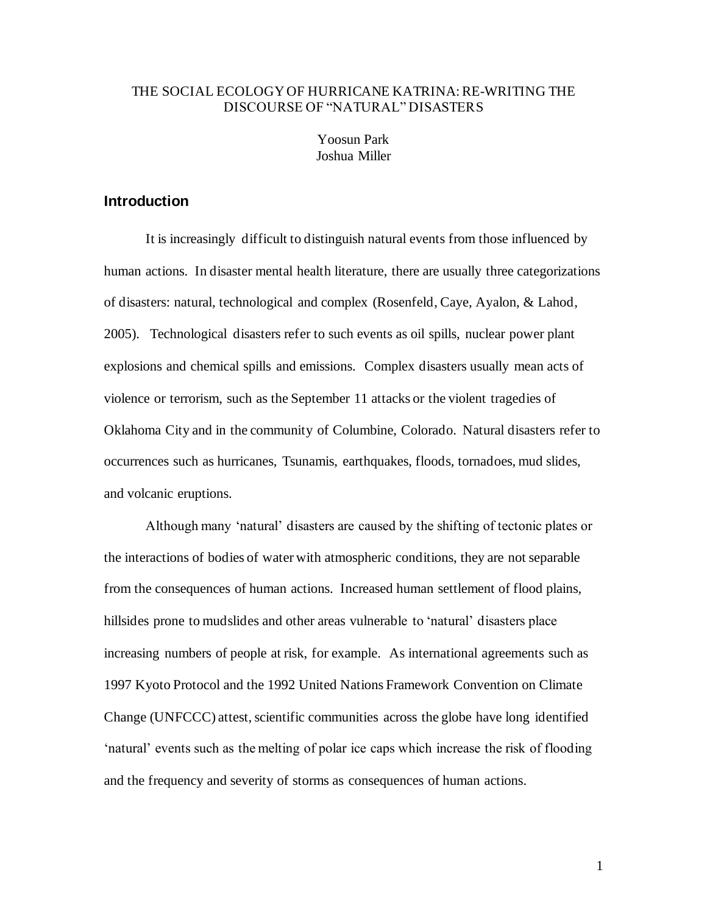# THE SOCIAL ECOLOGY OF HURRICANE KATRINA: RE-WRITING THE DISCOURSE OF "NATURAL" DISASTERS

Yoosun Park
Joshua Miller

## Introduction

It is increasingly difficult to distinguish natural events from those influenced by human actions. In disaster mental health literature, there are usually three categorizations of disasters: natural, technological and complex (Rosenfeld, Caye, Ayalon, & Lahod, 2005). Technological disasters refer to such events as oil spills, nuclear power plant explosions and chemical spills and emissions. Complex disasters usually mean acts of violence or terrorism, such as the September 11 attacks or the violent tragedies of Oklahoma City and in the community of Columbine, Colorado. Natural disasters refer to occurrences such as hurricanes, Tsunamis, earthquakes, floods, tornadoes, mud slides, and volcanic eruptions.

Although many 'natural' disasters are caused by the shifting of tectonic plates or the interactions of bodies of water with atmospheric conditions, they are not separable from the consequences of human actions. Increased human settlement of flood plains, hillsides prone to mudslides and other areas vulnerable to 'natural' disasters place increasing numbers of people at risk, for example. As international agreements such as 1997 Kyoto Protocol and the 1992 United Nations Framework Convention on Climate Change (UNFCCC) attest, scientific communities across the globe have long identified 'natural' events such as the melting of polar ice caps which increase the risk of flooding and the frequency and severity of storms as consequences of human actions.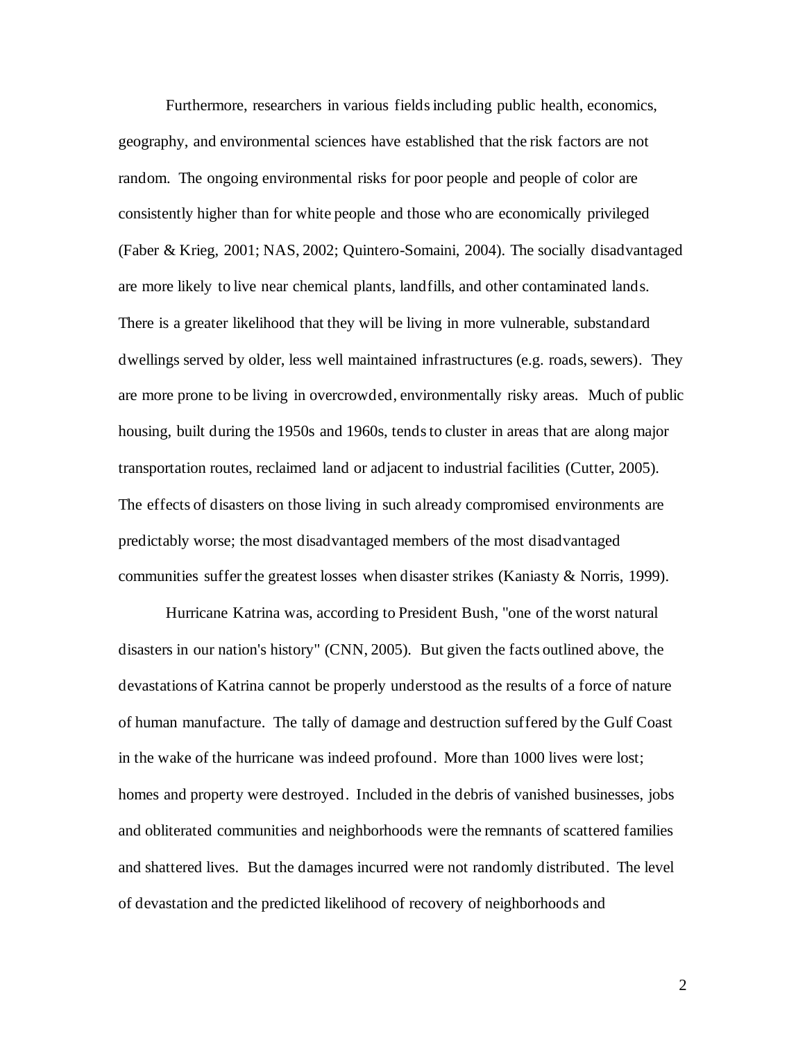Furthermore, researchers in various fields including public health, economics, geography, and environmental sciences have established that the risk factors are not random. The ongoing environmental risks for poor people and people of color are consistently higher than for white people and those who are economically privileged (Faber & Krieg, 2001; NAS, 2002; Quintero-Somaini, 2004). The socially disadvantaged are more likely to live near chemical plants, landfills, and other contaminated lands. There is a greater likelihood that they will be living in more vulnerable, substandard dwellings served by older, less well maintained infrastructures (e.g. roads, sewers). They are more prone to be living in overcrowded, environmentally risky areas. Much of public housing, built during the 1950s and 1960s, tends to cluster in areas that are along major transportation routes, reclaimed land or adjacent to industrial facilities (Cutter, 2005). The effects of disasters on those living in such already compromised environments are predictably worse; the most disadvantaged members of the most disadvantaged communities suffer the greatest losses when disaster strikes (Kaniasty & Norris, 1999).

Hurricane Katrina was, according to President Bush, "one of the worst natural disasters in our nation's history" (CNN, 2005). But given the facts outlined above, the devastations of Katrina cannot be properly understood as the results of a force of nature of human manufacture. The tally of damage and destruction suffered by the Gulf Coast in the wake of the hurricane was indeed profound. More than 1000 lives were lost; homes and property were destroyed. Included in the debris of vanished businesses, jobs and obliterated communities and neighborhoods were the remnants of scattered families and shattered lives. But the damages incurred were not randomly distributed. The level of devastation and the predicted likelihood of recovery of neighborhoods and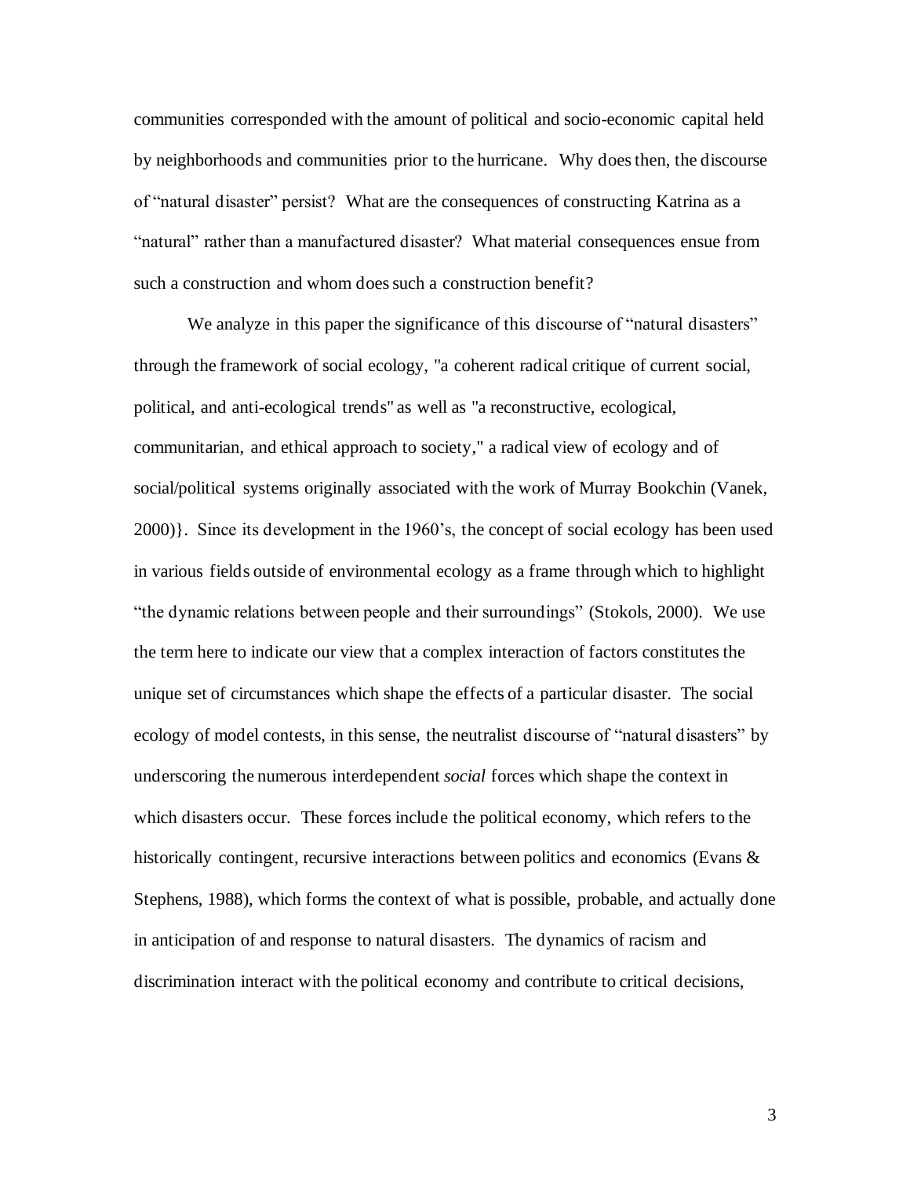communities corresponded with the amount of political and socio-economic capital held by neighborhoods and communities prior to the hurricane. Why does then, the discourse of "natural disaster" persist? What are the consequences of constructing Katrina as a "natural" rather than a manufactured disaster? What material consequences ensue from such a construction and whom does such a construction benefit?

We analyze in this paper the significance of this discourse of "natural disasters" through the framework of social ecology, "a coherent radical critique of current social, political, and anti-ecological trends" as well as "a reconstructive, ecological, communitarian, and ethical approach to society," a radical view of ecology and of social/political systems originally associated with the work of Murray Bookchin (Vanek, 2000)}. Since its development in the 1960's, the concept of social ecology has been used in various fields outside of environmental ecology as a frame through which to highlight "the dynamic relations between people and their surroundings" (Stokols, 2000). We use the term here to indicate our view that a complex interaction of factors constitutes the unique set of circumstances which shape the effects of a particular disaster. The social ecology of model contests, in this sense, the neutralist discourse of "natural disasters" by underscoring the numerous interdependent *social* forces which shape the context in which disasters occur. These forces include the political economy, which refers to the historically contingent, recursive interactions between politics and economics (Evans & Stephens, 1988), which forms the context of what is possible, probable, and actually done in anticipation of and response to natural disasters. The dynamics of racism and discrimination interact with the political economy and contribute to critical decisions,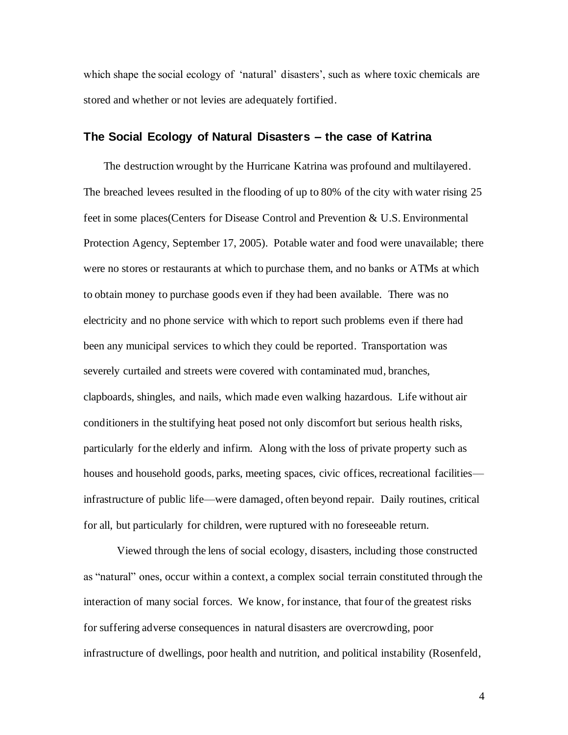which shape the social ecology of 'natural' disasters', such as where toxic chemicals are stored and whether or not levies are adequately fortified.

## The Social Ecology of Natural Disasters – the case of Katrina

The destruction wrought by the Hurricane Katrina was profound and multilayered. The breached levees resulted in the flooding of up to 80% of the city with water rising 25 feet in some places(Centers for Disease Control and Prevention & U.S. Environmental Protection Agency, September 17, 2005). Potable water and food were unavailable; there were no stores or restaurants at which to purchase them, and no banks or ATMs at which to obtain money to purchase goods even if they had been available. There was no electricity and no phone service with which to report such problems even if there had been any municipal services to which they could be reported. Transportation was severely curtailed and streets were covered with contaminated mud, branches, clapboards, shingles, and nails, which made even walking hazardous. Life without air conditioners in the stultifying heat posed not only discomfort but serious health risks, particularly for the elderly and infirm. Along with the loss of private property such as houses and household goods, parks, meeting spaces, civic offices, recreational facilities—infrastructure of public life—were damaged, often beyond repair. Daily routines, critical for all, but particularly for children, were ruptured with no foreseeable return.

Viewed through the lens of social ecology, disasters, including those constructed as "natural" ones, occur within a context, a complex social terrain constituted through the interaction of many social forces. We know, for instance, that four of the greatest risks for suffering adverse consequences in natural disasters are overcrowding, poor infrastructure of dwellings, poor health and nutrition, and political instability (Rosenfeld,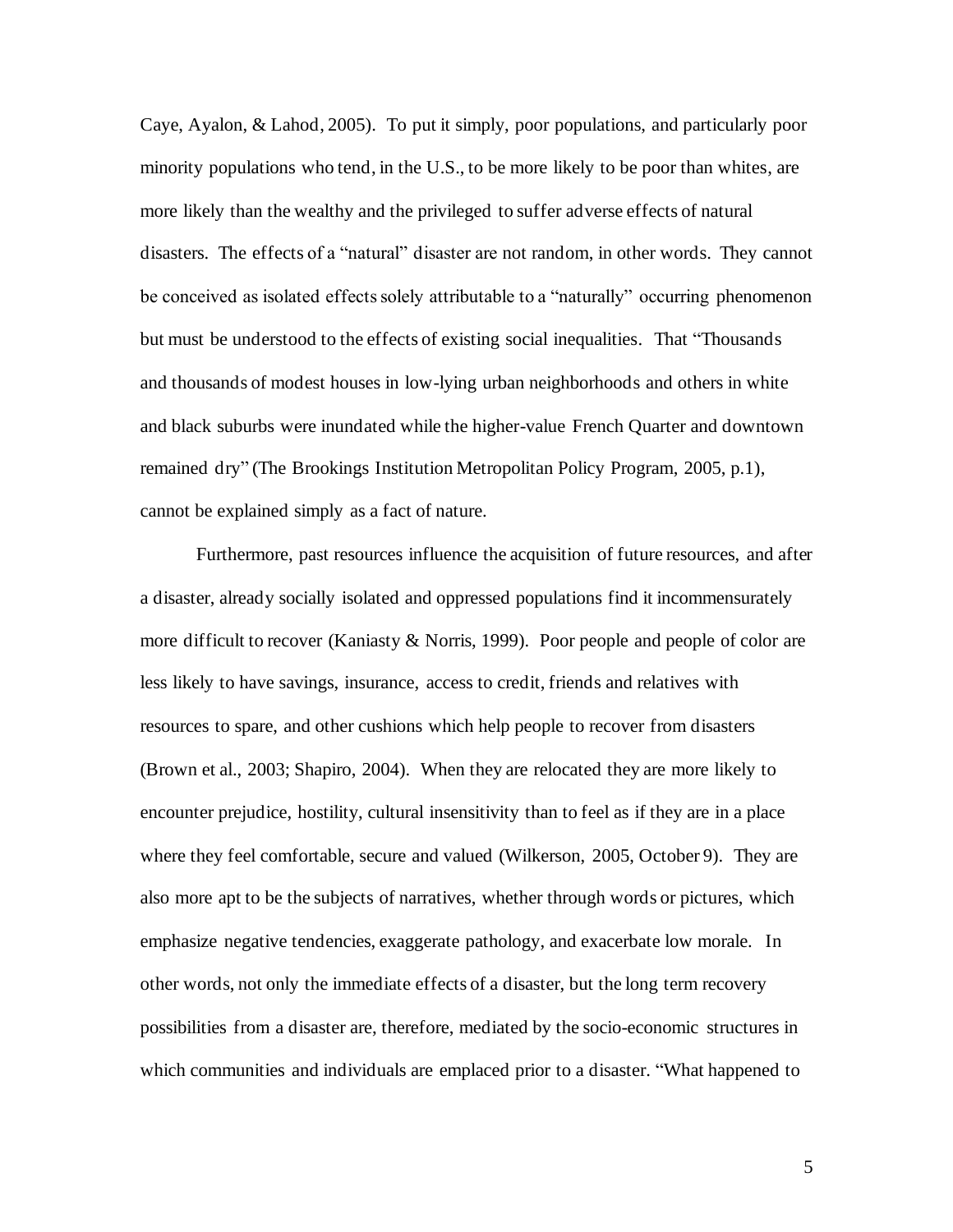Caye, Ayalon, & Lahod, 2005). To put it simply, poor populations, and particularly poor minority populations who tend, in the U.S., to be more likely to be poor than whites, are more likely than the wealthy and the privileged to suffer adverse effects of natural disasters. The effects of a "natural" disaster are not random, in other words. They cannot be conceived as isolated effects solely attributable to a "naturally" occurring phenomenon but must be understood to the effects of existing social inequalities. That "Thousands and thousands of modest houses in low-lying urban neighborhoods and others in white and black suburbs were inundated while the higher-value French Quarter and downtown remained dry" (The Brookings Institution Metropolitan Policy Program, 2005, p.1), cannot be explained simply as a fact of nature.

Furthermore, past resources influence the acquisition of future resources, and after a disaster, already socially isolated and oppressed populations find it incommensurately more difficult to recover (Kaniasty & Norris, 1999). Poor people and people of color are less likely to have savings, insurance, access to credit, friends and relatives with resources to spare, and other cushions which help people to recover from disasters (Brown et al., 2003; Shapiro, 2004). When they are relocated they are more likely to encounter prejudice, hostility, cultural insensitivity than to feel as if they are in a place where they feel comfortable, secure and valued (Wilkerson, 2005, October 9). They are also more apt to be the subjects of narratives, whether through words or pictures, which emphasize negative tendencies, exaggerate pathology, and exacerbate low morale. In other words, not only the immediate effects of a disaster, but the long term recovery possibilities from a disaster are, therefore, mediated by the socio-economic structures in which communities and individuals are emplaced prior to a disaster. "What happened to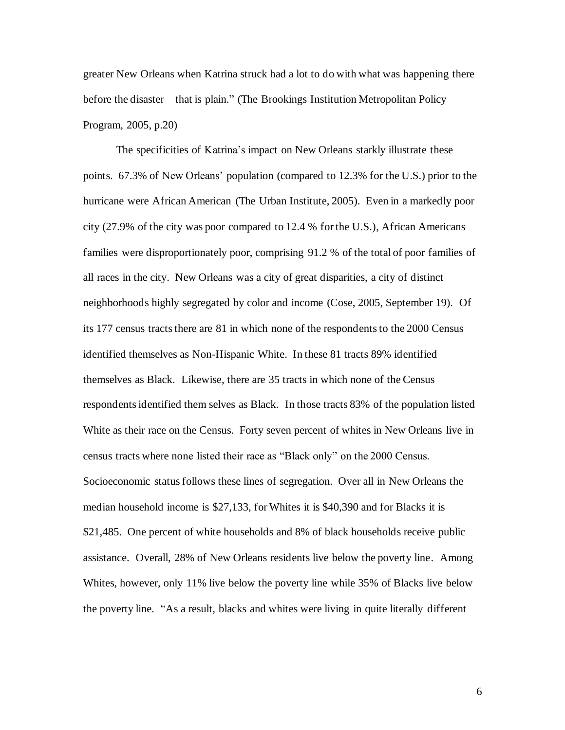greater New Orleans when Katrina struck had a lot to do with what was happening there before the disaster—that is plain." (The Brookings Institution Metropolitan Policy Program, 2005, p.20)

The specificities of Katrina's impact on New Orleans starkly illustrate these points. 67.3% of New Orleans' population (compared to 12.3% for the U.S.) prior to the hurricane were African American (The Urban Institute, 2005). Even in a markedly poor city (27.9% of the city was poor compared to 12.4 % for the U.S.), African Americans families were disproportionately poor, comprising 91.2 % of the total of poor families of all races in the city. New Orleans was a city of great disparities, a city of distinct neighborhoods highly segregated by color and income (Cose, 2005, September 19). Of its 177 census tracts there are 81 in which none of the respondents to the 2000 Census identified themselves as Non-Hispanic White. In these 81 tracts 89% identified themselves as Black. Likewise, there are 35 tracts in which none of the Census respondents identified them selves as Black. In those tracts 83% of the population listed White as their race on the Census. Forty seven percent of whites in New Orleans live in census tracts where none listed their race as "Black only" on the 2000 Census. Socioeconomic status follows these lines of segregation. Over all in New Orleans the median household income is $27,133, for Whites it is $40,390 and for Blacks it is $21,485. One percent of white households and 8% of black households receive public assistance. Overall, 28% of New Orleans residents live below the poverty line. Among Whites, however, only 11% live below the poverty line while 35% of Blacks live below the poverty line. "As a result, blacks and whites were living in quite literally different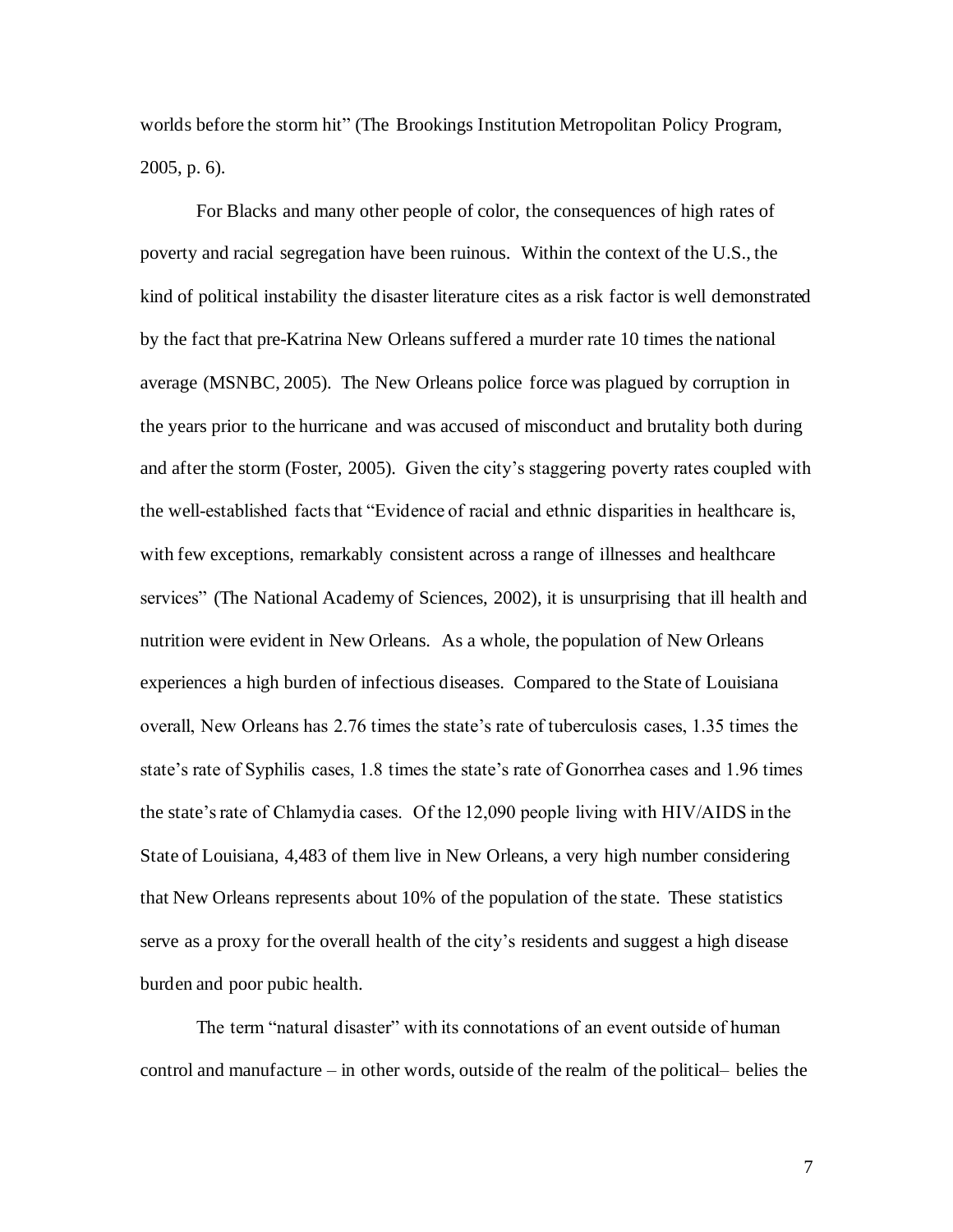worlds before the storm hit" (The Brookings Institution Metropolitan Policy Program, 2005, p. 6).

For Blacks and many other people of color, the consequences of high rates of poverty and racial segregation have been ruinous. Within the context of the U.S., the kind of political instability the disaster literature cites as a risk factor is well demonstrated by the fact that pre-Katrina New Orleans suffered a murder rate 10 times the national average (MSNBC, 2005). The New Orleans police force was plagued by corruption in the years prior to the hurricane and was accused of misconduct and brutality both during and after the storm (Foster, 2005). Given the city's staggering poverty rates coupled with the well-established facts that "Evidence of racial and ethnic disparities in healthcare is, with few exceptions, remarkably consistent across a range of illnesses and healthcare services" (The National Academy of Sciences, 2002), it is unsurprising that ill health and nutrition were evident in New Orleans. As a whole, the population of New Orleans experiences a high burden of infectious diseases. Compared to the State of Louisiana overall, New Orleans has 2.76 times the state's rate of tuberculosis cases, 1.35 times the state's rate of Syphilis cases, 1.8 times the state's rate of Gonorrhea cases and 1.96 times the state's rate of Chlamydia cases. Of the 12,090 people living with HIV/AIDS in the State of Louisiana, 4,483 of them live in New Orleans, a very high number considering that New Orleans represents about 10% of the population of the state. These statistics serve as a proxy for the overall health of the city's residents and suggest a high disease burden and poor pubic health.

The term "natural disaster" with its connotations of an event outside of human control and manufacture – in other words, outside of the realm of the political– belies the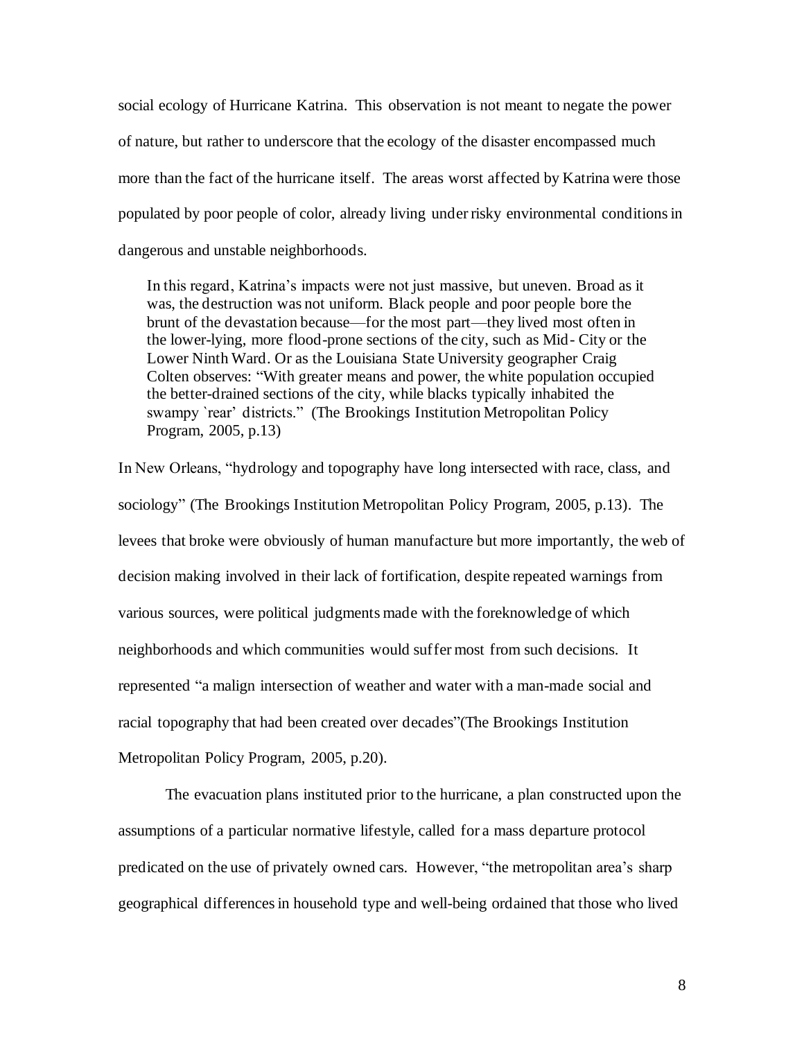social ecology of Hurricane Katrina. This observation is not meant to negate the power of nature, but rather to underscore that the ecology of the disaster encompassed much more than the fact of the hurricane itself. The areas worst affected by Katrina were those populated by poor people of color, already living under risky environmental conditions in dangerous and unstable neighborhoods.

> In this regard, Katrina's impacts were not just massive, but uneven. Broad as it was, the destruction was not uniform. Black people and poor people bore the brunt of the devastation because—for the most part—they lived most often in the lower-lying, more flood-prone sections of the city, such as Mid- City or the Lower Ninth Ward. Or as the Louisiana State University geographer Craig Colten observes: "With greater means and power, the white population occupied the better-drained sections of the city, while blacks typically inhabited the swampy `rear' districts." (The Brookings Institution Metropolitan Policy Program, 2005, p.13)

In New Orleans, "hydrology and topography have long intersected with race, class, and sociology" (The Brookings Institution Metropolitan Policy Program, 2005, p.13). The levees that broke were obviously of human manufacture but more importantly, the web of decision making involved in their lack of fortification, despite repeated warnings from various sources, were political judgments made with the foreknowledge of which neighborhoods and which communities would suffer most from such decisions. It represented "a malign intersection of weather and water with a man-made social and racial topography that had been created over decades"(The Brookings Institution Metropolitan Policy Program, 2005, p.20).

The evacuation plans instituted prior to the hurricane, a plan constructed upon the assumptions of a particular normative lifestyle, called for a mass departure protocol predicated on the use of privately owned cars. However, "the metropolitan area's sharp geographical differences in household type and well-being ordained that those who lived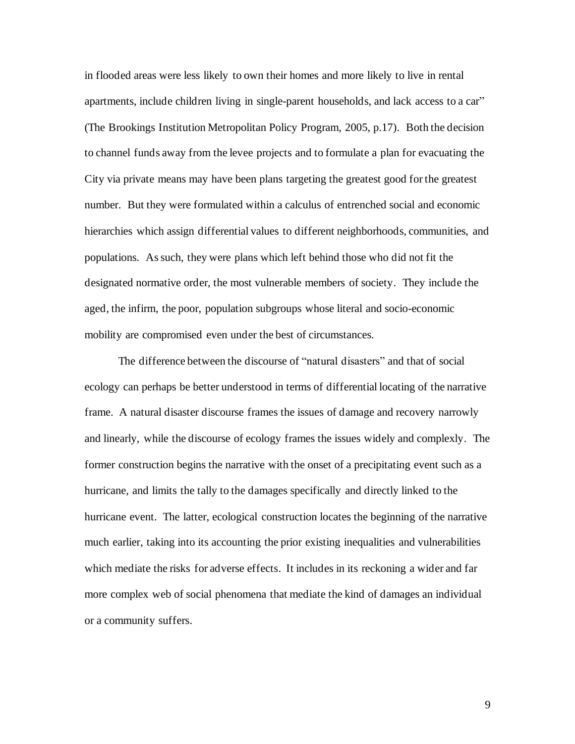in flooded areas were less likely to own their homes and more likely to live in rental apartments, include children living in single-parent households, and lack access to a car" (The Brookings Institution Metropolitan Policy Program, 2005, p.17). Both the decision to channel funds away from the levee projects and to formulate a plan for evacuating the City via private means may have been plans targeting the greatest good for the greatest number. But they were formulated within a calculus of entrenched social and economic hierarchies which assign differential values to different neighborhoods, communities, and populations. As such, they were plans which left behind those who did not fit the designated normative order, the most vulnerable members of society. They include the aged, the infirm, the poor, population subgroups whose literal and socio-economic mobility are compromised even under the best of circumstances.

The difference between the discourse of "natural disasters" and that of social ecology can perhaps be better understood in terms of differential locating of the narrative frame. A natural disaster discourse frames the issues of damage and recovery narrowly and linearly, while the discourse of ecology frames the issues widely and complexly. The former construction begins the narrative with the onset of a precipitating event such as a hurricane, and limits the tally to the damages specifically and directly linked to the hurricane event. The latter, ecological construction locates the beginning of the narrative much earlier, taking into its accounting the prior existing inequalities and vulnerabilities which mediate the risks for adverse effects. It includes in its reckoning a wider and far more complex web of social phenomena that mediate the kind of damages an individual or a community suffers.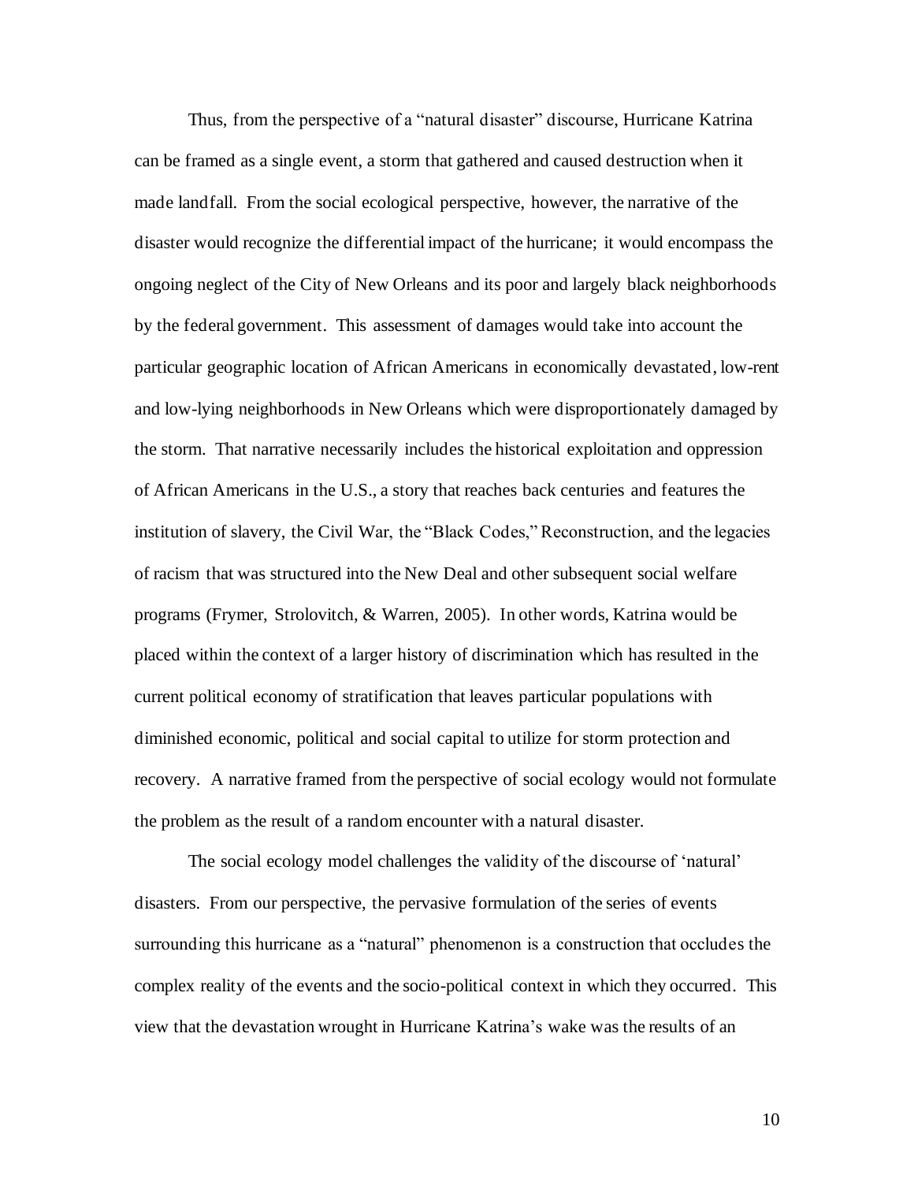Thus, from the perspective of a "natural disaster" discourse, Hurricane Katrina can be framed as a single event, a storm that gathered and caused destruction when it made landfall. From the social ecological perspective, however, the narrative of the disaster would recognize the differential impact of the hurricane; it would encompass the ongoing neglect of the City of New Orleans and its poor and largely black neighborhoods by the federal government. This assessment of damages would take into account the particular geographic location of African Americans in economically devastated, low-rent and low-lying neighborhoods in New Orleans which were disproportionately damaged by the storm. That narrative necessarily includes the historical exploitation and oppression of African Americans in the U.S., a story that reaches back centuries and features the institution of slavery, the Civil War, the "Black Codes," Reconstruction, and the legacies of racism that was structured into the New Deal and other subsequent social welfare programs (Frymer, Strolovitch, & Warren, 2005). In other words, Katrina would be placed within the context of a larger history of discrimination which has resulted in the current political economy of stratification that leaves particular populations with diminished economic, political and social capital to utilize for storm protection and recovery. A narrative framed from the perspective of social ecology would not formulate the problem as the result of a random encounter with a natural disaster.

The social ecology model challenges the validity of the discourse of 'natural' disasters. From our perspective, the pervasive formulation of the series of events surrounding this hurricane as a "natural" phenomenon is a construction that occludes the complex reality of the events and the socio-political context in which they occurred. This view that the devastation wrought in Hurricane Katrina's wake was the results of an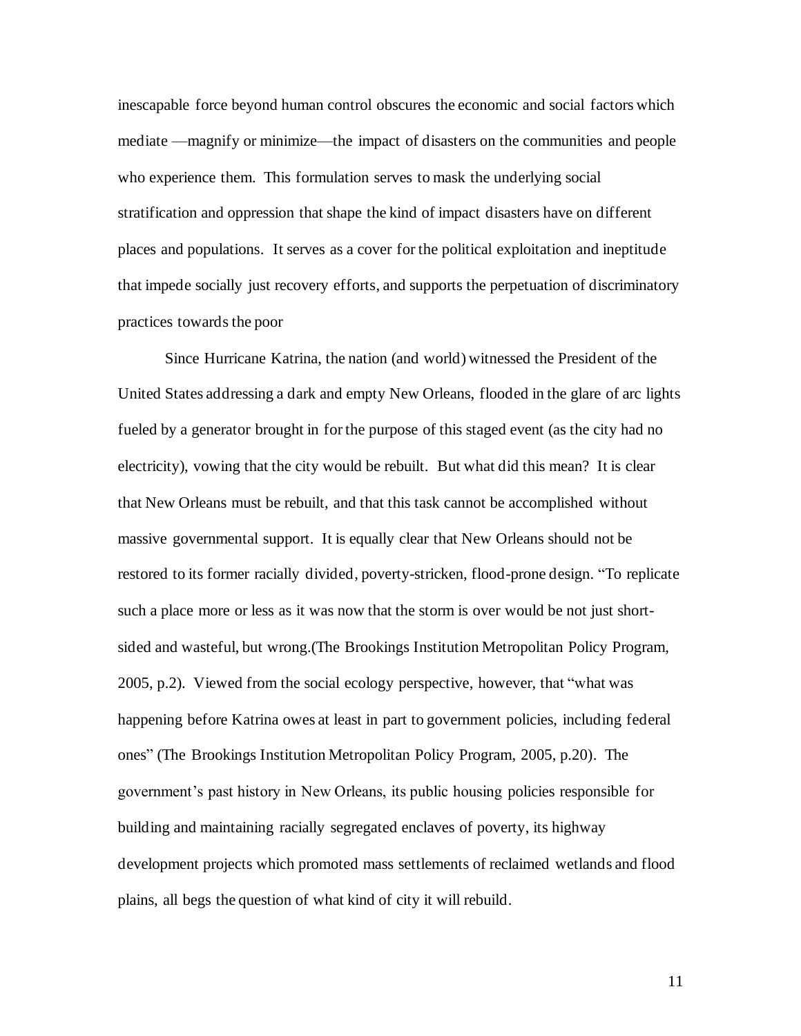inescapable force beyond human control obscures the economic and social factors which mediate —magnify or minimize—the impact of disasters on the communities and people who experience them. This formulation serves to mask the underlying social stratification and oppression that shape the kind of impact disasters have on different places and populations. It serves as a cover for the political exploitation and ineptitude that impede socially just recovery efforts, and supports the perpetuation of discriminatory practices towards the poor

Since Hurricane Katrina, the nation (and world) witnessed the President of the United States addressing a dark and empty New Orleans, flooded in the glare of arc lights fueled by a generator brought in for the purpose of this staged event (as the city had no electricity), vowing that the city would be rebuilt. But what did this mean? It is clear that New Orleans must be rebuilt, and that this task cannot be accomplished without massive governmental support. It is equally clear that New Orleans should not be restored to its former racially divided, poverty-stricken, flood-prone design. "To replicate such a place more or less as it was now that the storm is over would be not just short-sided and wasteful, but wrong.(The Brookings Institution Metropolitan Policy Program, 2005, p.2). Viewed from the social ecology perspective, however, that "what was happening before Katrina owes at least in part to government policies, including federal ones" (The Brookings Institution Metropolitan Policy Program, 2005, p.20). The government's past history in New Orleans, its public housing policies responsible for building and maintaining racially segregated enclaves of poverty, its highway development projects which promoted mass settlements of reclaimed wetlands and flood plains, all begs the question of what kind of city it will rebuild.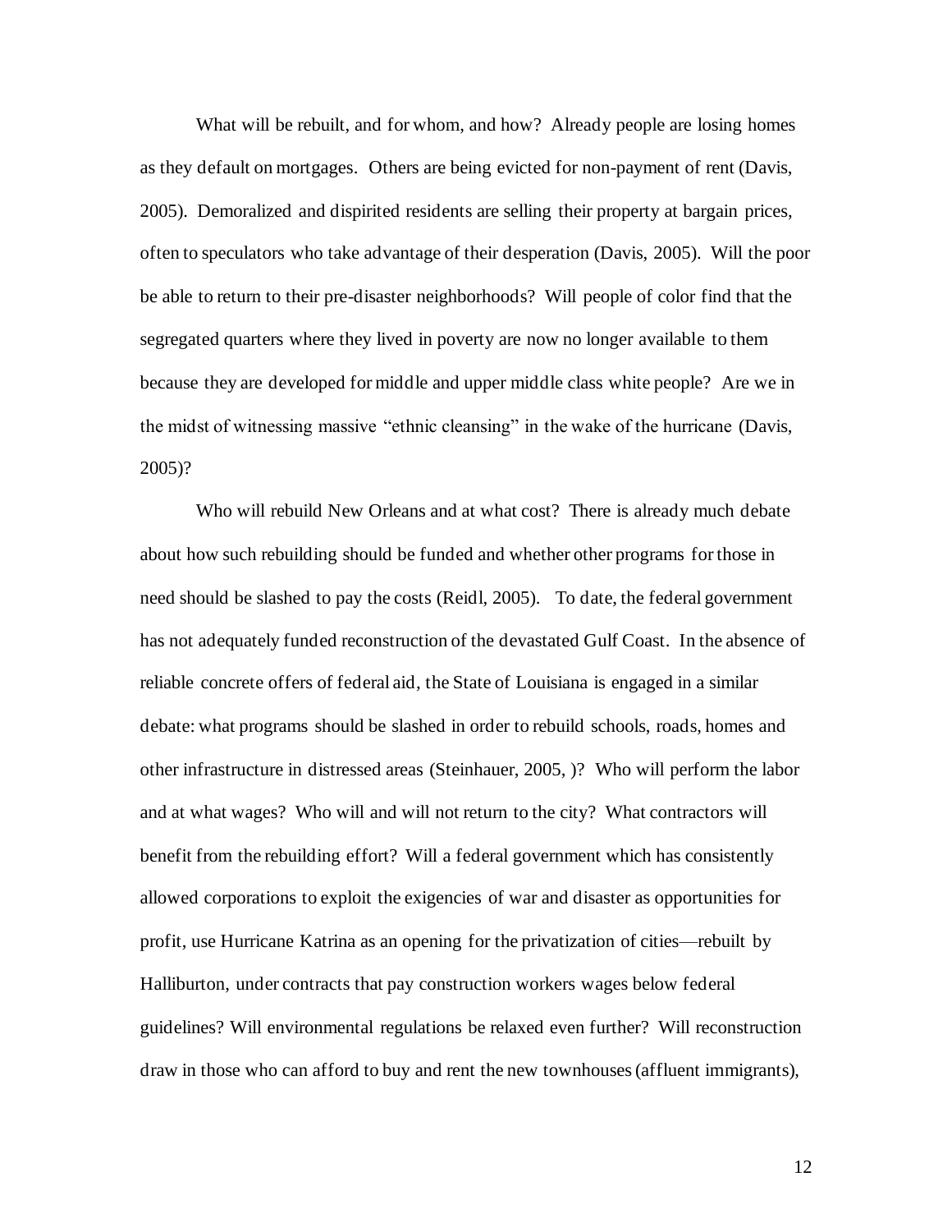What will be rebuilt, and for whom, and how? Already people are losing homes as they default on mortgages. Others are being evicted for non-payment of rent (Davis, 2005). Demoralized and dispirited residents are selling their property at bargain prices, often to speculators who take advantage of their desperation (Davis, 2005). Will the poor be able to return to their pre-disaster neighborhoods? Will people of color find that the segregated quarters where they lived in poverty are now no longer available to them because they are developed for middle and upper middle class white people? Are we in the midst of witnessing massive "ethnic cleansing" in the wake of the hurricane (Davis, 2005)?

Who will rebuild New Orleans and at what cost? There is already much debate about how such rebuilding should be funded and whether other programs for those in need should be slashed to pay the costs (Reidl, 2005). To date, the federal government has not adequately funded reconstruction of the devastated Gulf Coast. In the absence of reliable concrete offers of federal aid, the State of Louisiana is engaged in a similar debate: what programs should be slashed in order to rebuild schools, roads, homes and other infrastructure in distressed areas (Steinhauer, 2005, )? Who will perform the labor and at what wages? Who will and will not return to the city? What contractors will benefit from the rebuilding effort? Will a federal government which has consistently allowed corporations to exploit the exigencies of war and disaster as opportunities for profit, use Hurricane Katrina as an opening for the privatization of cities—rebuilt by Halliburton, under contracts that pay construction workers wages below federal guidelines? Will environmental regulations be relaxed even further? Will reconstruction draw in those who can afford to buy and rent the new townhouses (affluent immigrants),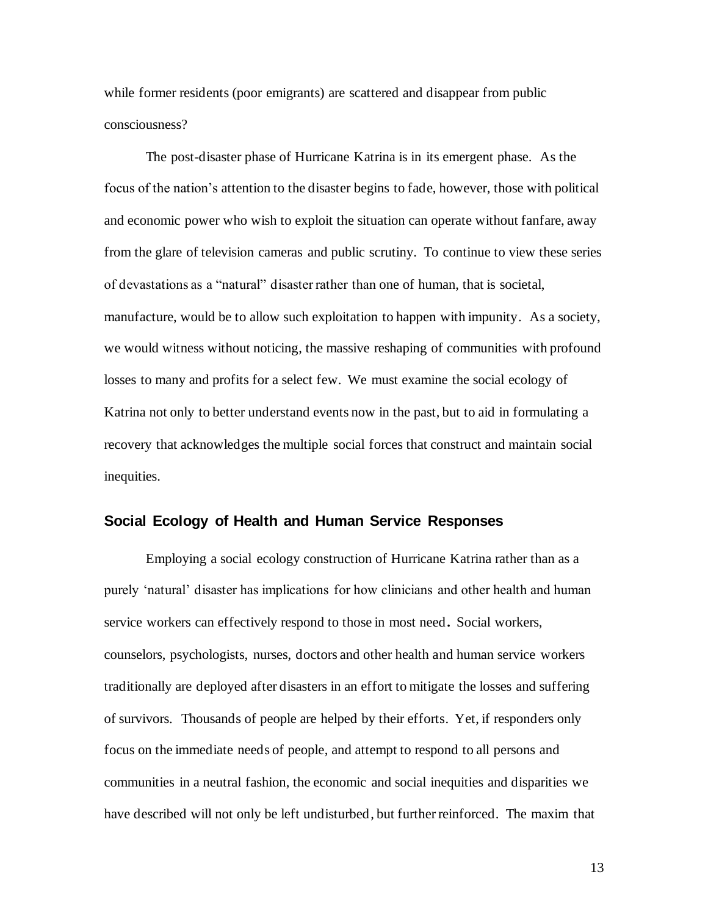while former residents (poor emigrants) are scattered and disappear from public consciousness?

The post-disaster phase of Hurricane Katrina is in its emergent phase. As the focus of the nation's attention to the disaster begins to fade, however, those with political and economic power who wish to exploit the situation can operate without fanfare, away from the glare of television cameras and public scrutiny. To continue to view these series of devastations as a "natural" disaster rather than one of human, that is societal, manufacture, would be to allow such exploitation to happen with impunity. As a society, we would witness without noticing, the massive reshaping of communities with profound losses to many and profits for a select few. We must examine the social ecology of Katrina not only to better understand events now in the past, but to aid in formulating a recovery that acknowledges the multiple social forces that construct and maintain social inequities.

## Social Ecology of Health and Human Service Responses

Employing a social ecology construction of Hurricane Katrina rather than as a purely 'natural' disaster has implications for how clinicians and other health and human service workers can effectively respond to those in most need. Social workers, counselors, psychologists, nurses, doctors and other health and human service workers traditionally are deployed after disasters in an effort to mitigate the losses and suffering of survivors. Thousands of people are helped by their efforts. Yet, if responders only focus on the immediate needs of people, and attempt to respond to all persons and communities in a neutral fashion, the economic and social inequities and disparities we have described will not only be left undisturbed, but further reinforced. The maxim that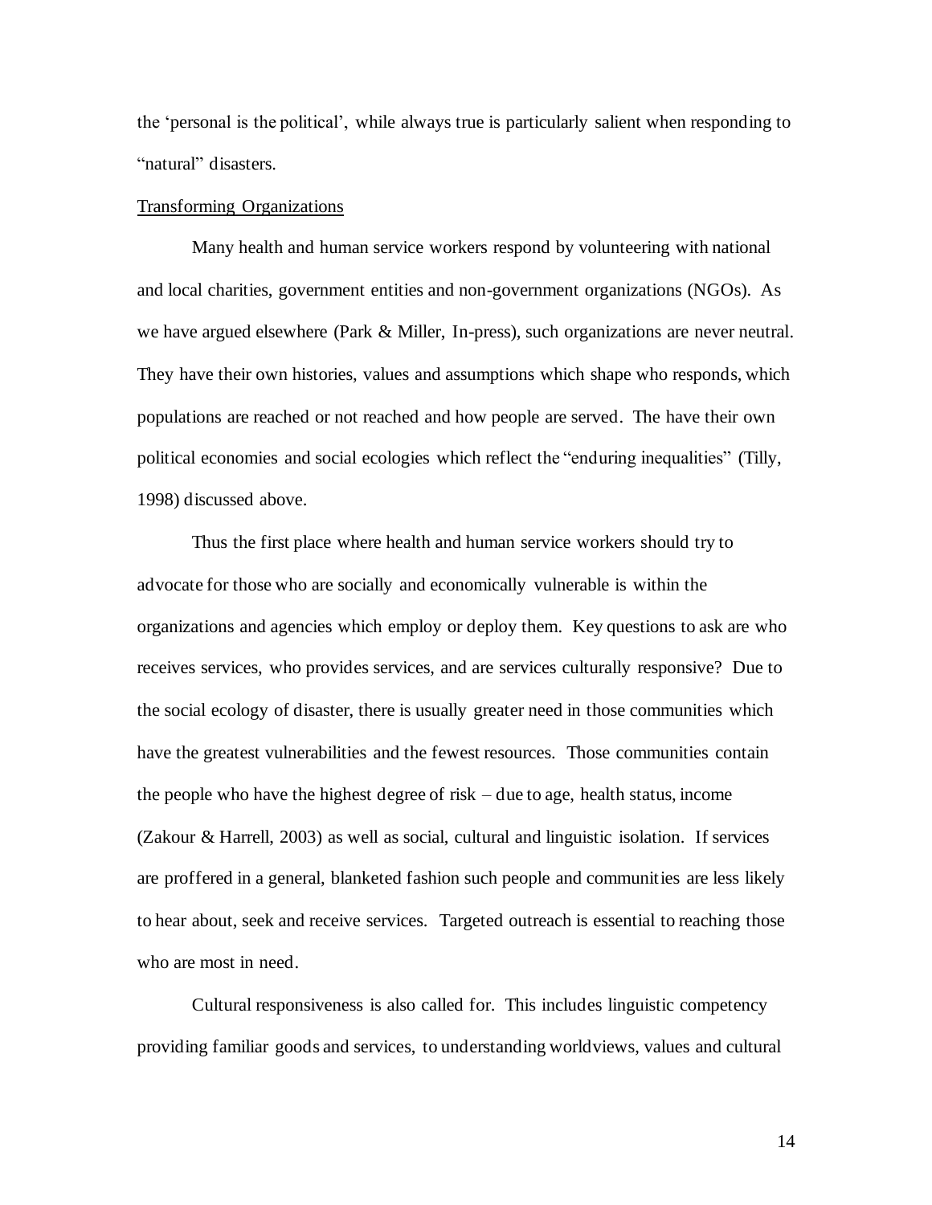the 'personal is the political', while always true is particularly salient when responding to "natural" disasters.

Transforming Organizations

Many health and human service workers respond by volunteering with national and local charities, government entities and non-government organizations (NGOs). As we have argued elsewhere (Park & Miller, In-press), such organizations are never neutral. They have their own histories, values and assumptions which shape who responds, which populations are reached or not reached and how people are served. The have their own political economies and social ecologies which reflect the "enduring inequalities" (Tilly, 1998) discussed above.

Thus the first place where health and human service workers should try to advocate for those who are socially and economically vulnerable is within the organizations and agencies which employ or deploy them. Key questions to ask are who receives services, who provides services, and are services culturally responsive? Due to the social ecology of disaster, there is usually greater need in those communities which have the greatest vulnerabilities and the fewest resources. Those communities contain the people who have the highest degree of risk – due to age, health status, income (Zakour & Harrell, 2003) as well as social, cultural and linguistic isolation. If services are proffered in a general, blanketed fashion such people and communities are less likely to hear about, seek and receive services. Targeted outreach is essential to reaching those who are most in need.

Cultural responsiveness is also called for. This includes linguistic competency providing familiar goods and services, to understanding worldviews, values and cultural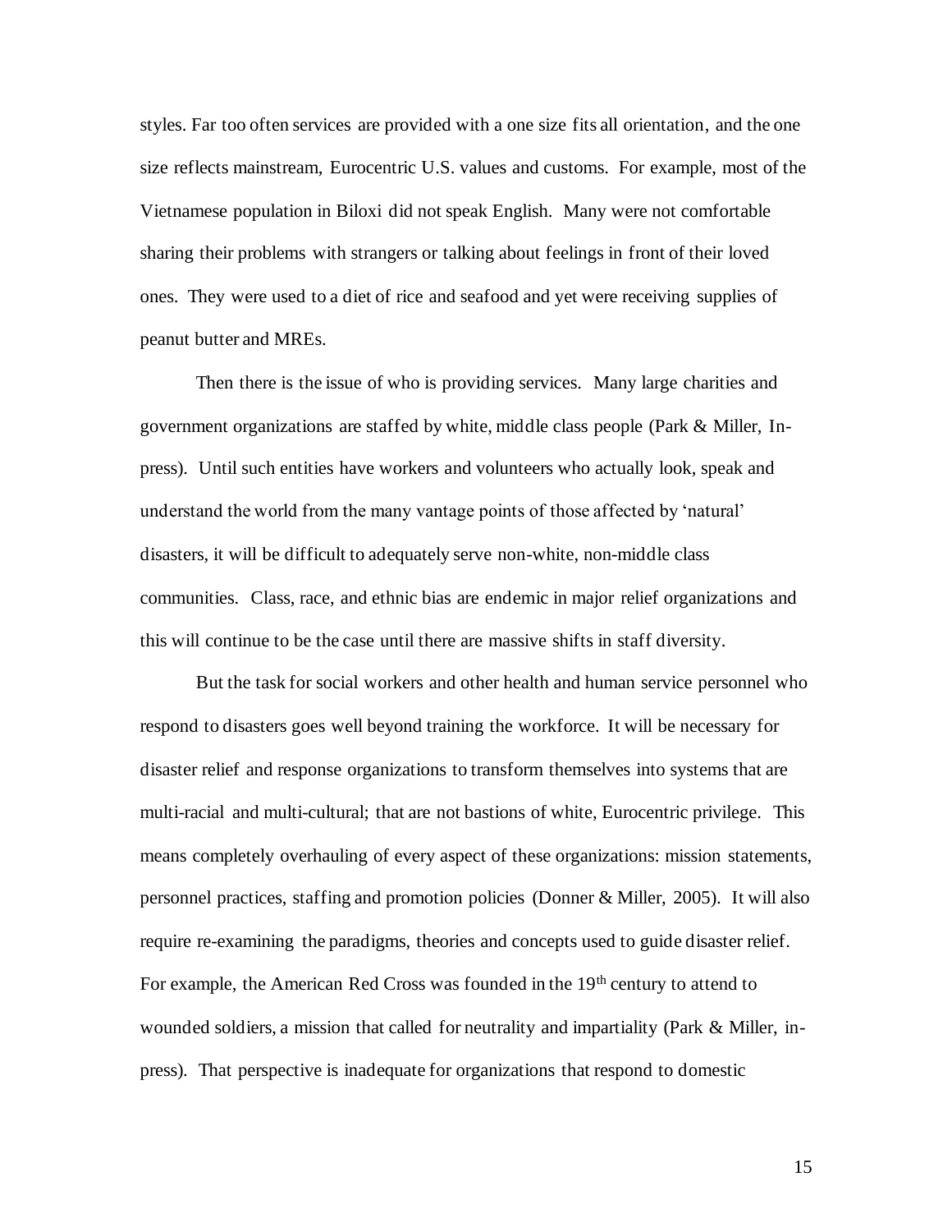styles. Far too often services are provided with a one size fits all orientation, and the one size reflects mainstream, Eurocentric U.S. values and customs. For example, most of the Vietnamese population in Biloxi did not speak English. Many were not comfortable sharing their problems with strangers or talking about feelings in front of their loved ones. They were used to a diet of rice and seafood and yet were receiving supplies of peanut butter and MREs.

Then there is the issue of who is providing services. Many large charities and government organizations are staffed by white, middle class people (Park & Miller, In-press). Until such entities have workers and volunteers who actually look, speak and understand the world from the many vantage points of those affected by 'natural' disasters, it will be difficult to adequately serve non-white, non-middle class communities. Class, race, and ethnic bias are endemic in major relief organizations and this will continue to be the case until there are massive shifts in staff diversity.

But the task for social workers and other health and human service personnel who respond to disasters goes well beyond training the workforce. It will be necessary for disaster relief and response organizations to transform themselves into systems that are multi-racial and multi-cultural; that are not bastions of white, Eurocentric privilege. This means completely overhauling of every aspect of these organizations: mission statements, personnel practices, staffing and promotion policies (Donner & Miller, 2005). It will also require re-examining the paradigms, theories and concepts used to guide disaster relief. For example, the American Red Cross was founded in the 19th century to attend to wounded soldiers, a mission that called for neutrality and impartiality (Park & Miller, in-press). That perspective is inadequate for organizations that respond to domestic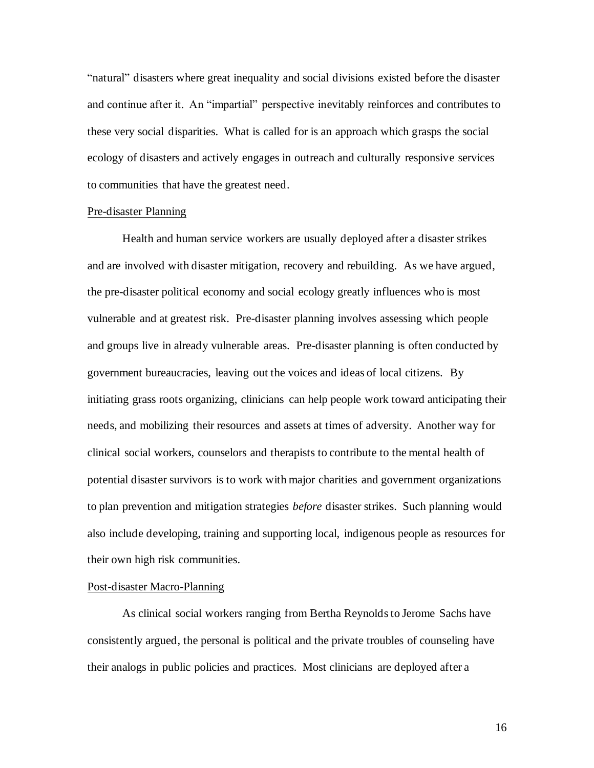"natural" disasters where great inequality and social divisions existed before the disaster and continue after it. An "impartial" perspective inevitably reinforces and contributes to these very social disparities. What is called for is an approach which grasps the social ecology of disasters and actively engages in outreach and culturally responsive services to communities that have the greatest need.

### Pre-disaster Planning

Health and human service workers are usually deployed after a disaster strikes and are involved with disaster mitigation, recovery and rebuilding. As we have argued, the pre-disaster political economy and social ecology greatly influences who is most vulnerable and at greatest risk. Pre-disaster planning involves assessing which people and groups live in already vulnerable areas. Pre-disaster planning is often conducted by government bureaucracies, leaving out the voices and ideas of local citizens. By initiating grass roots organizing, clinicians can help people work toward anticipating their needs, and mobilizing their resources and assets at times of adversity. Another way for clinical social workers, counselors and therapists to contribute to the mental health of potential disaster survivors is to work with major charities and government organizations to plan prevention and mitigation strategies *before* disaster strikes. Such planning would also include developing, training and supporting local, indigenous people as resources for their own high risk communities.

### Post-disaster Macro-Planning

As clinical social workers ranging from Bertha Reynolds to Jerome Sachs have consistently argued, the personal is political and the private troubles of counseling have their analogs in public policies and practices. Most clinicians are deployed after a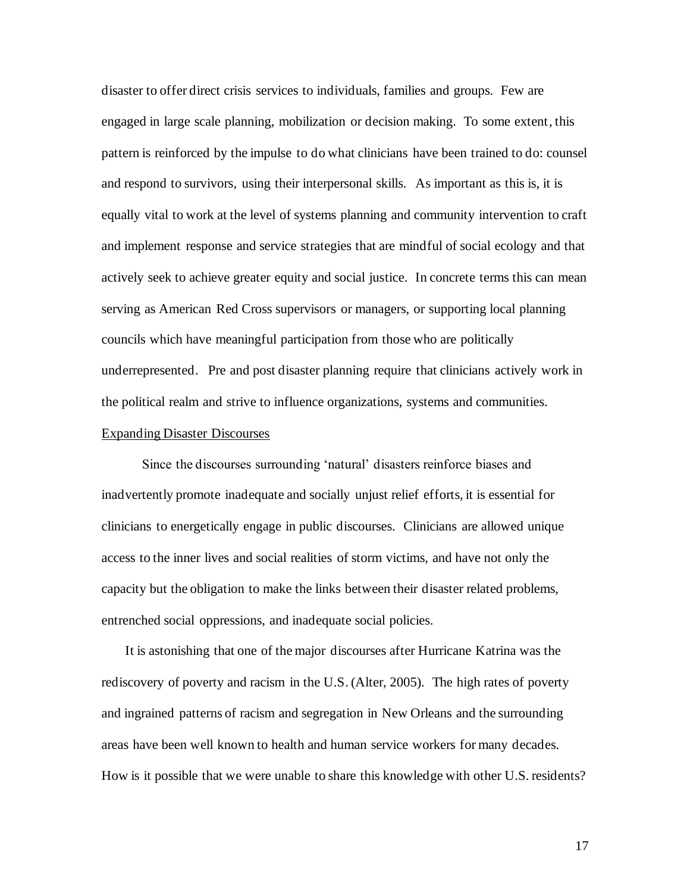disaster to offer direct crisis services to individuals, families and groups. Few are engaged in large scale planning, mobilization or decision making. To some extent, this pattern is reinforced by the impulse to do what clinicians have been trained to do: counsel and respond to survivors, using their interpersonal skills. As important as this is, it is equally vital to work at the level of systems planning and community intervention to craft and implement response and service strategies that are mindful of social ecology and that actively seek to achieve greater equity and social justice. In concrete terms this can mean serving as American Red Cross supervisors or managers, or supporting local planning councils which have meaningful participation from those who are politically underrepresented. Pre and post disaster planning require that clinicians actively work in the political realm and strive to influence organizations, systems and communities.

Expanding Disaster Discourses

Since the discourses surrounding 'natural' disasters reinforce biases and inadvertently promote inadequate and socially unjust relief efforts, it is essential for clinicians to energetically engage in public discourses. Clinicians are allowed unique access to the inner lives and social realities of storm victims, and have not only the capacity but the obligation to make the links between their disaster related problems, entrenched social oppressions, and inadequate social policies.

It is astonishing that one of the major discourses after Hurricane Katrina was the rediscovery of poverty and racism in the U.S. (Alter, 2005). The high rates of poverty and ingrained patterns of racism and segregation in New Orleans and the surrounding areas have been well known to health and human service workers for many decades. How is it possible that we were unable to share this knowledge with other U.S. residents?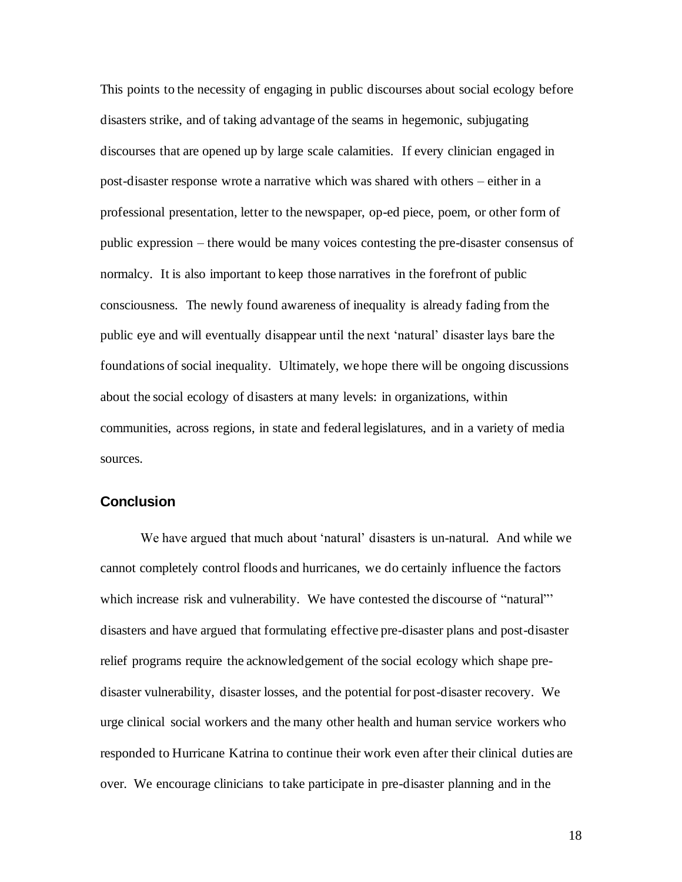This points to the necessity of engaging in public discourses about social ecology before disasters strike, and of taking advantage of the seams in hegemonic, subjugating discourses that are opened up by large scale calamities. If every clinician engaged in post-disaster response wrote a narrative which was shared with others – either in a professional presentation, letter to the newspaper, op-ed piece, poem, or other form of public expression – there would be many voices contesting the pre-disaster consensus of normalcy. It is also important to keep those narratives in the forefront of public consciousness. The newly found awareness of inequality is already fading from the public eye and will eventually disappear until the next 'natural' disaster lays bare the foundations of social inequality. Ultimately, we hope there will be ongoing discussions about the social ecology of disasters at many levels: in organizations, within communities, across regions, in state and federal legislatures, and in a variety of media sources.

## Conclusion

We have argued that much about 'natural' disasters is un-natural. And while we cannot completely control floods and hurricanes, we do certainly influence the factors which increase risk and vulnerability. We have contested the discourse of "natural"' disasters and have argued that formulating effective pre-disaster plans and post-disaster relief programs require the acknowledgement of the social ecology which shape pre-disaster vulnerability, disaster losses, and the potential for post-disaster recovery. We urge clinical social workers and the many other health and human service workers who responded to Hurricane Katrina to continue their work even after their clinical duties are over. We encourage clinicians to take participate in pre-disaster planning and in the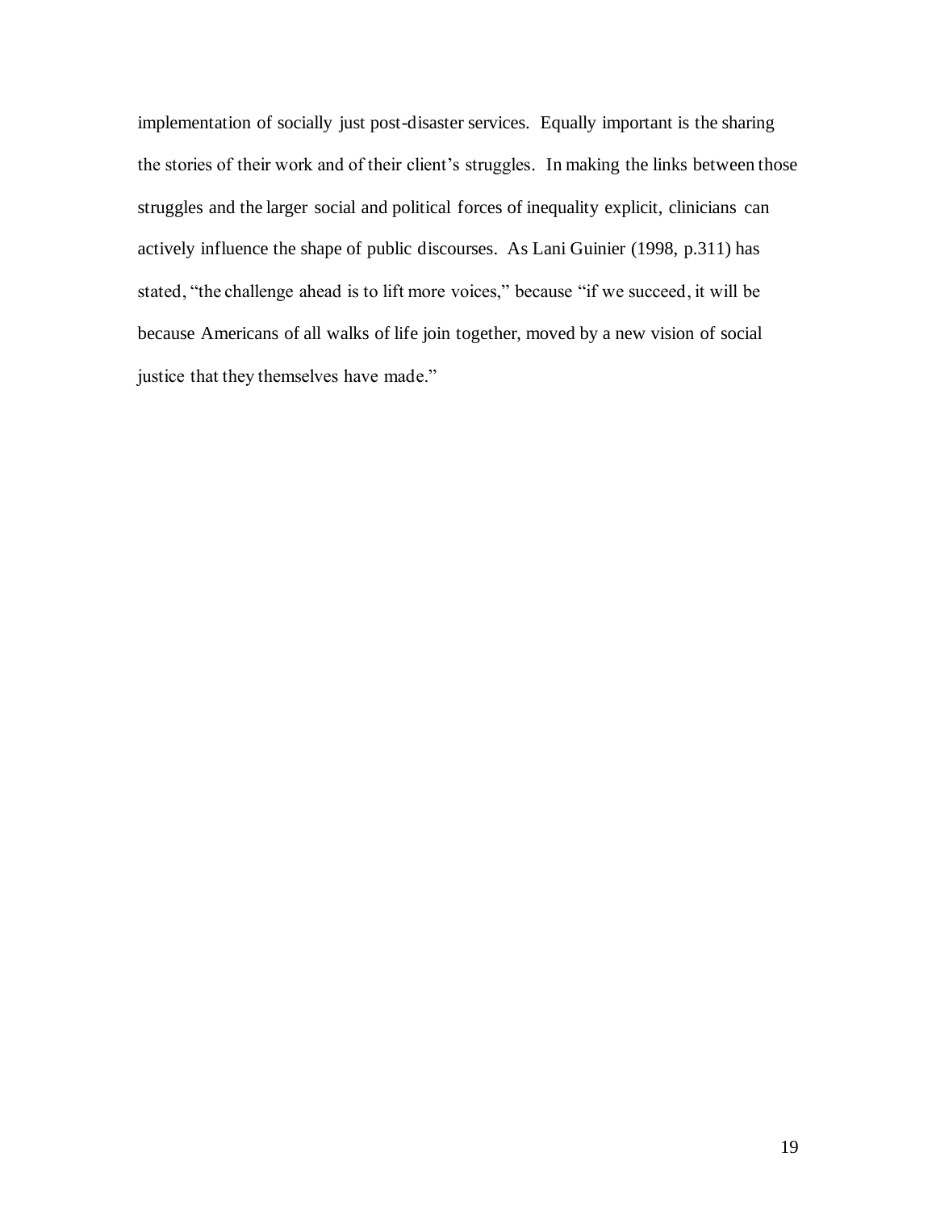implementation of socially just post-disaster services. Equally important is the sharing the stories of their work and of their client's struggles. In making the links between those struggles and the larger social and political forces of inequality explicit, clinicians can actively influence the shape of public discourses. As Lani Guinier (1998, p.311) has stated, "the challenge ahead is to lift more voices," because "if we succeed, it will be because Americans of all walks of life join together, moved by a new vision of social justice that they themselves have made."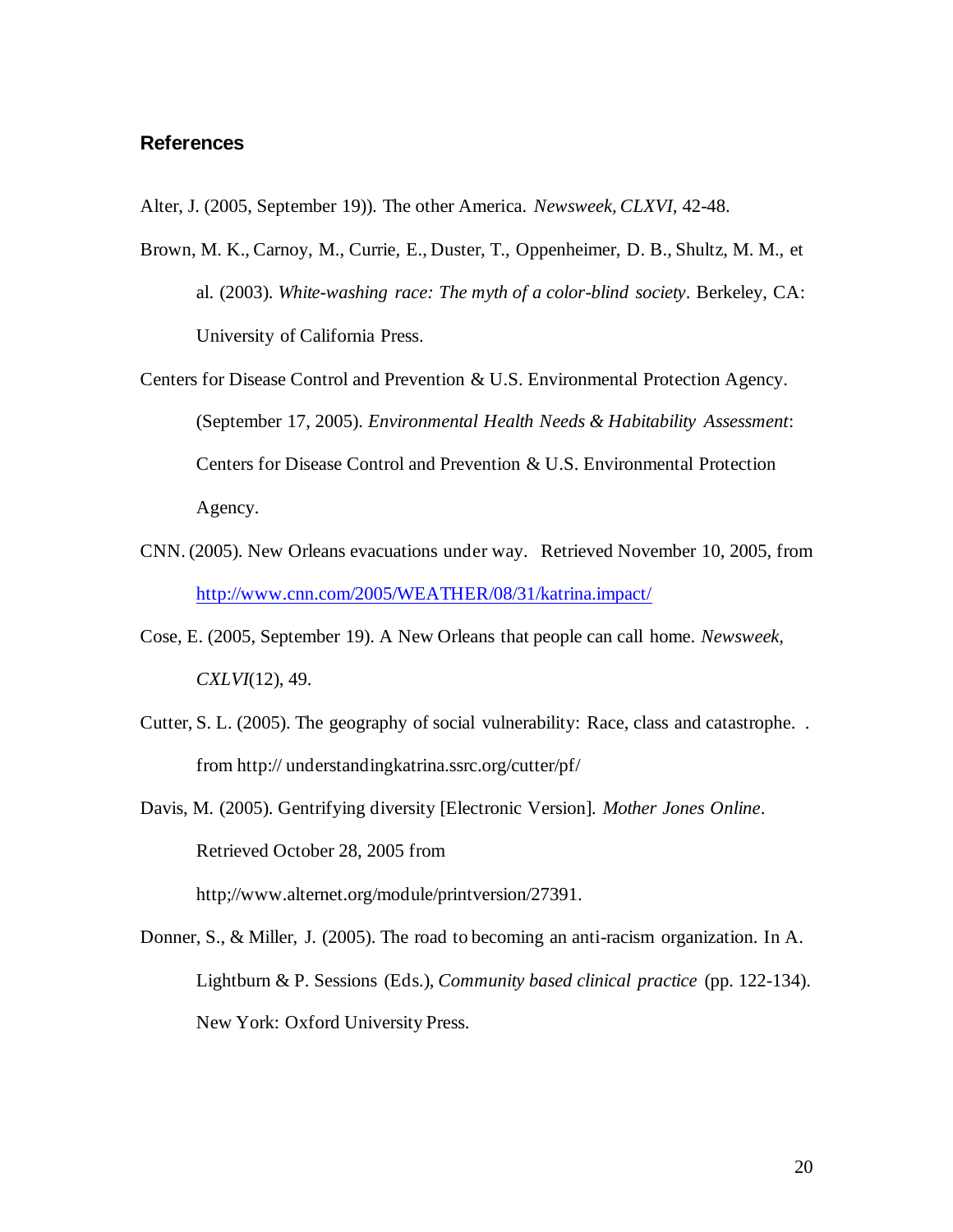## References

Alter, J. (2005, September 19)). The other America. *Newsweek, CLXVI,* 42-48.

Brown, M. K., Carnoy, M., Currie, E., Duster, T., Oppenheimer, D. B., Shultz, M. M., et al. (2003). *White-washing race: The myth of a color-blind society*. Berkeley, CA: University of California Press.

Centers for Disease Control and Prevention & U.S. Environmental Protection Agency. (September 17, 2005). *Environmental Health Needs & Habitability Assessment*: Centers for Disease Control and Prevention & U.S. Environmental Protection Agency.

CNN. (2005). New Orleans evacuations under way. Retrieved November 10, 2005, from http://www.cnn.com/2005/WEATHER/08/31/katrina.impact/

Cose, E. (2005, September 19). A New Orleans that people can call home. *Newsweek, CXLVI*(12), 49.

Cutter, S. L. (2005). The geography of social vulnerability: Race, class and catastrophe. . from http:// understandingkatrina.ssrc.org/cutter/pf/

Davis, M. (2005). Gentrifying diversity [Electronic Version]. *Mother Jones Online*. Retrieved October 28, 2005 from http;//www.alternet.org/module/printversion/27391.

Donner, S., & Miller, J. (2005). The road to becoming an anti-racism organization. In A. Lightburn & P. Sessions (Eds.), *Community based clinical practice* (pp. 122-134). New York: Oxford University Press.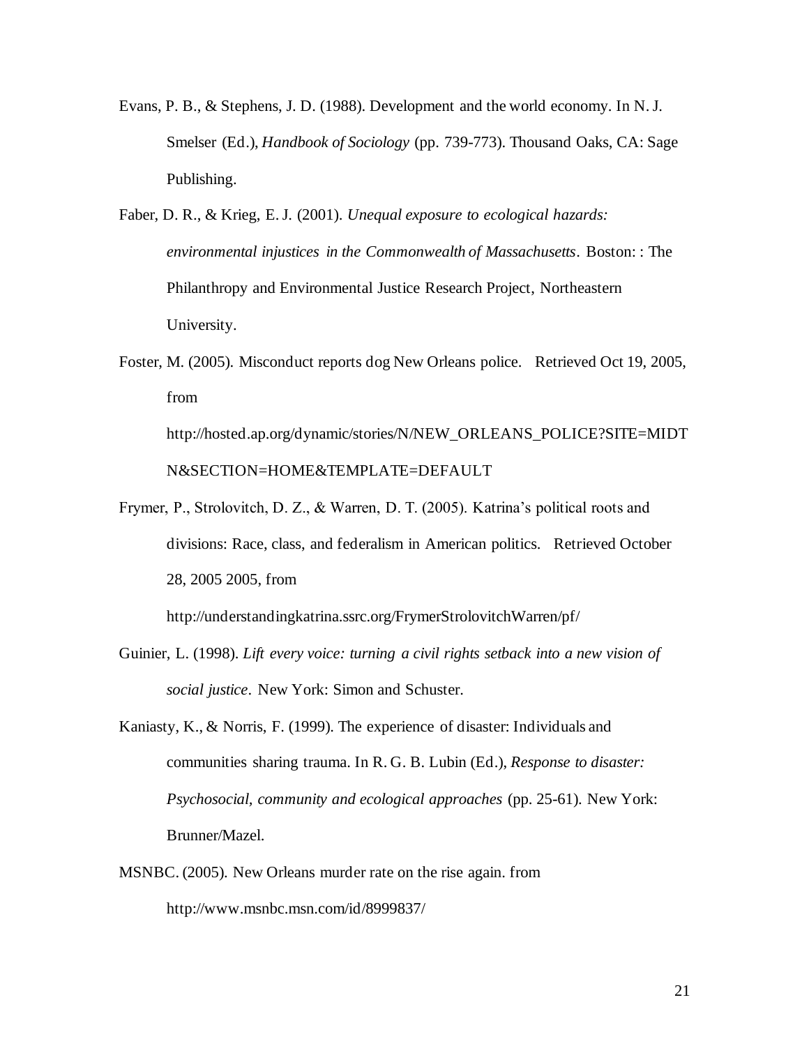Evans, P. B., & Stephens, J. D. (1988). Development and the world economy. In N. J. Smelser (Ed.), *Handbook of Sociology* (pp. 739-773). Thousand Oaks, CA: Sage Publishing.

Faber, D. R., & Krieg, E. J. (2001). *Unequal exposure to ecological hazards: environmental injustices in the Commonwealth of Massachusetts*. Boston: : The Philanthropy and Environmental Justice Research Project, Northeastern University.

Foster, M. (2005). Misconduct reports dog New Orleans police. Retrieved Oct 19, 2005, from http://hosted.ap.org/dynamic/stories/N/NEW_ORLEANS_POLICE?SITE=MIDTN&SECTION=HOME&TEMPLATE=DEFAULT

Frymer, P., Strolovitch, D. Z., & Warren, D. T. (2005). Katrina's political roots and divisions: Race, class, and federalism in American politics. Retrieved October 28, 2005 2005, from http://understandingkatrina.ssrc.org/FrymerStrolovitchWarren/pf/

Guinier, L. (1998). *Lift every voice: turning a civil rights setback into a new vision of social justice*. New York: Simon and Schuster.

Kaniasty, K., & Norris, F. (1999). The experience of disaster: Individuals and communities sharing trauma. In R. G. B. Lubin (Ed.), *Response to disaster: Psychosocial, community and ecological approaches* (pp. 25-61). New York: Brunner/Mazel.

MSNBC. (2005). New Orleans murder rate on the rise again. from http://www.msnbc.msn.com/id/8999837/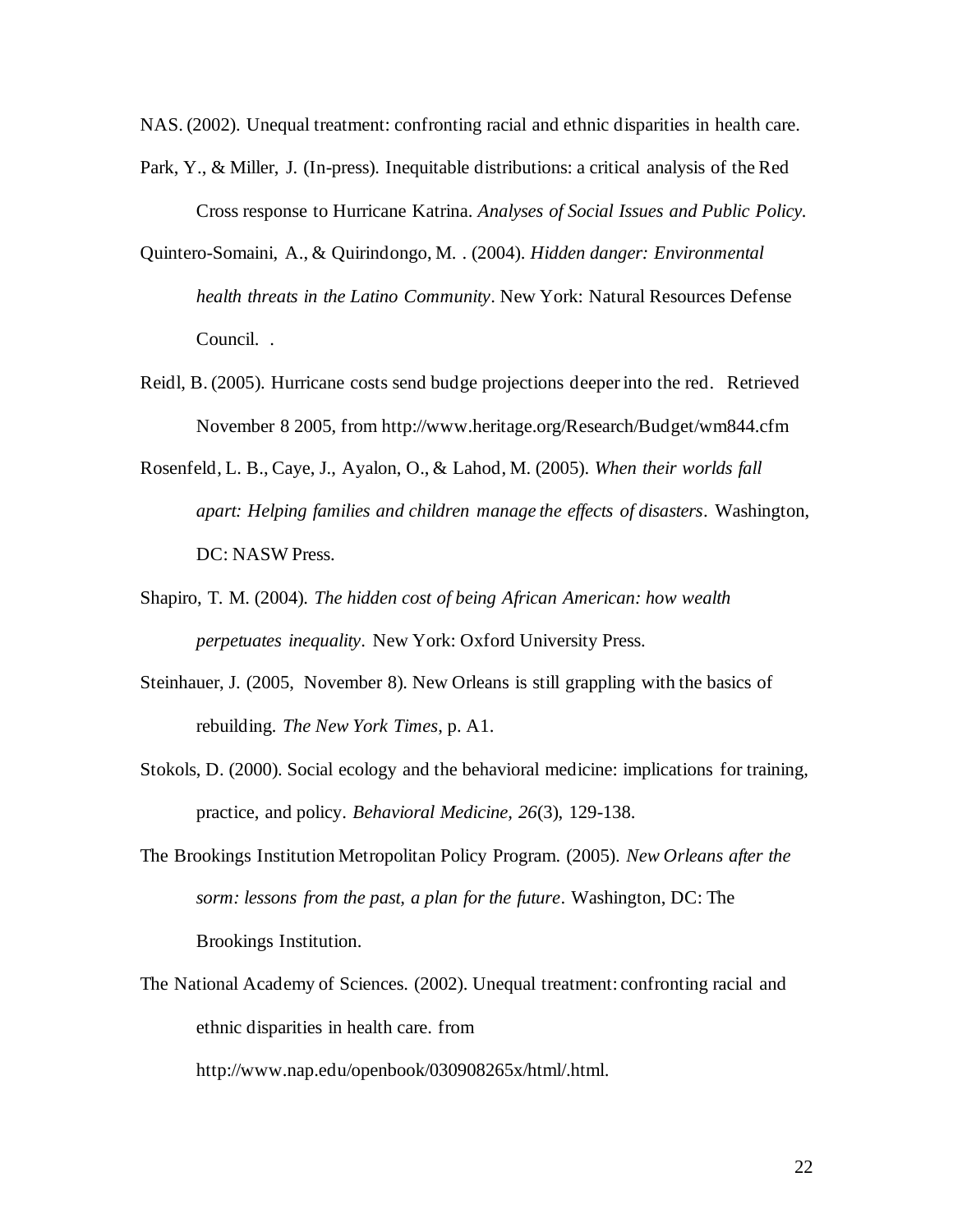NAS. (2002). Unequal treatment: confronting racial and ethnic disparities in health care.

Park, Y., & Miller, J. (In-press). Inequitable distributions: a critical analysis of the Red Cross response to Hurricane Katrina. *Analyses of Social Issues and Public Policy.*

Quintero-Somaini, A., & Quirindongo, M. . (2004). *Hidden danger: Environmental health threats in the Latino Community*. New York: Natural Resources Defense Council. .

Reidl, B. (2005). Hurricane costs send budge projections deeper into the red. Retrieved November 8 2005, from http://www.heritage.org/Research/Budget/wm844.cfm

Rosenfeld, L. B., Caye, J., Ayalon, O., & Lahod, M. (2005). *When their worlds fall apart: Helping families and children manage the effects of disasters*. Washington, DC: NASW Press.

Shapiro, T. M. (2004). *The hidden cost of being African American: how wealth perpetuates inequality*. New York: Oxford University Press.

Steinhauer, J. (2005, November 8). New Orleans is still grappling with the basics of rebuilding. *The New York Times*, p. A1.

Stokols, D. (2000). Social ecology and the behavioral medicine: implications for training, practice, and policy. *Behavioral Medicine, 26*(3), 129-138.

The Brookings Institution Metropolitan Policy Program. (2005). *New Orleans after the sorm: lessons from the past, a plan for the future*. Washington, DC: The Brookings Institution.

The National Academy of Sciences. (2002). Unequal treatment: confronting racial and ethnic disparities in health care. from http://www.nap.edu/openbook/030908265x/html/.html.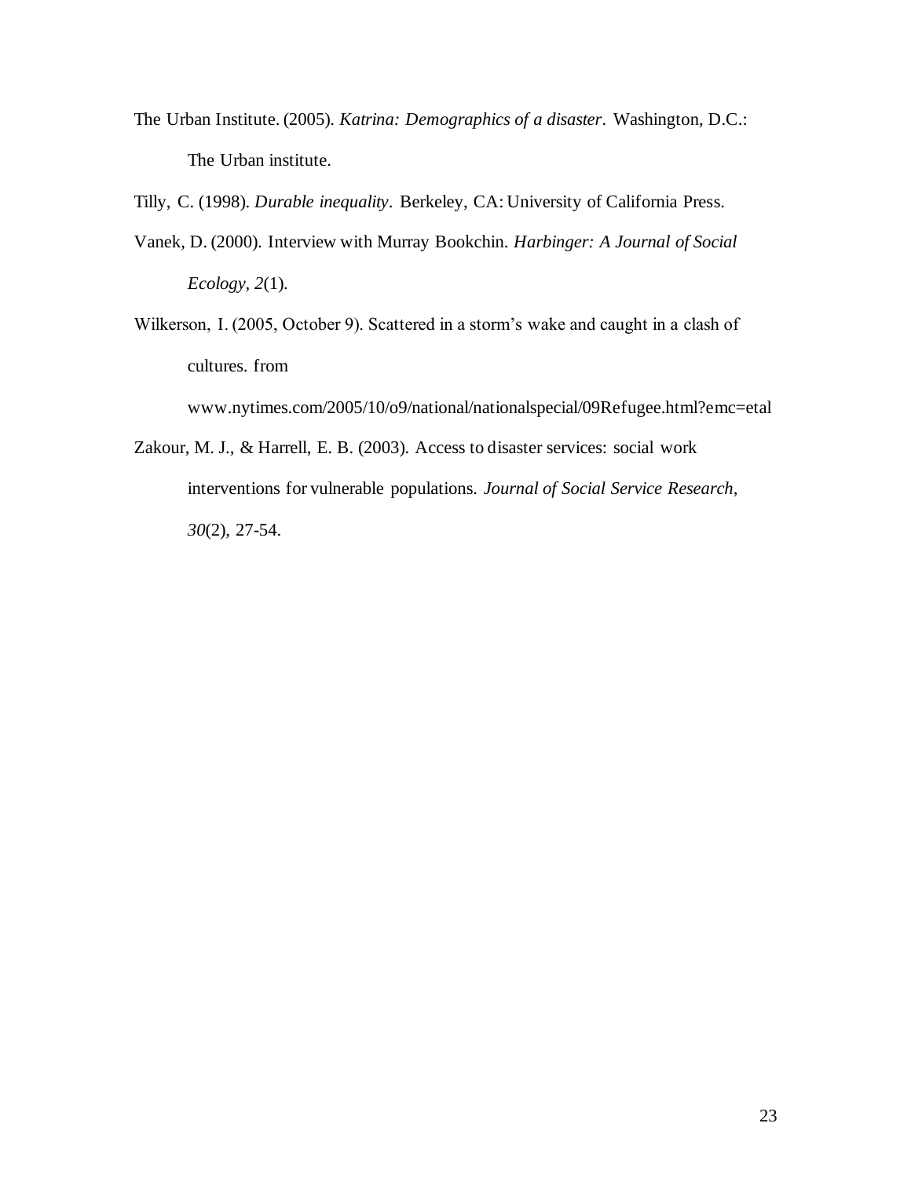The Urban Institute. (2005). *Katrina: Demographics of a disaster*. Washington, D.C.: The Urban institute.

Tilly, C. (1998). *Durable inequality*. Berkeley, CA: University of California Press.

Vanek, D. (2000). Interview with Murray Bookchin. *Harbinger: A Journal of Social Ecology, 2*(1).

Wilkerson, I. (2005, October 9). Scattered in a storm's wake and caught in a clash of cultures. from www.nytimes.com/2005/10/o9/national/nationalspecial/09Refugee.html?emc=etal

Zakour, M. J., & Harrell, E. B. (2003). Access to disaster services: social work interventions for vulnerable populations. *Journal of Social Service Research, 30*(2), 27-54.